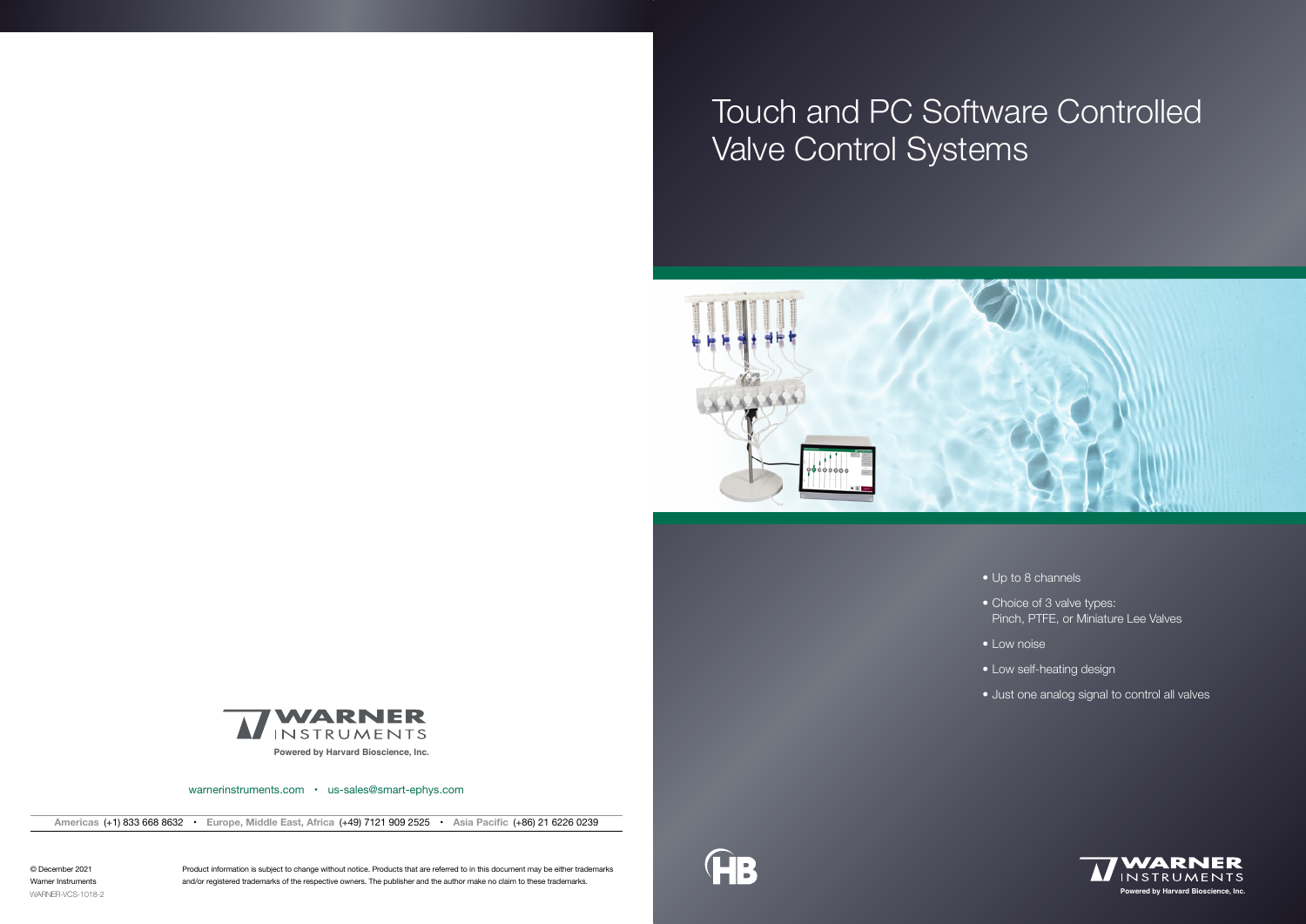# Touch and PC Software Controlled Valve Control Systems

- Up to 8 channels
- Choice of 3 valve types: Pinch, PTFE, or Miniature Lee Valves
- Low noise
- Low self-heating design
- Just one analog signal to control all valves

WARNER INSTRUMENTS
**Powered by Harvard Bioscience, Inc.**

warnerinstruments.com • us-sales@smart-ephys.com

**Americas** (+1) 833 668 8632 • **Europe, Middle East, Africa** (+49) 7121 909 2525 • **Asia Pacific** (+86) 21 6226 0239

© December 2021
Warner Instruments
WARNER-VCS-1018-2

Product information is subject to change without notice. Products that are referred to in this document may be either trademarks and/or registered trademarks of the respective owners. The publisher and the author make no claim to these trademarks.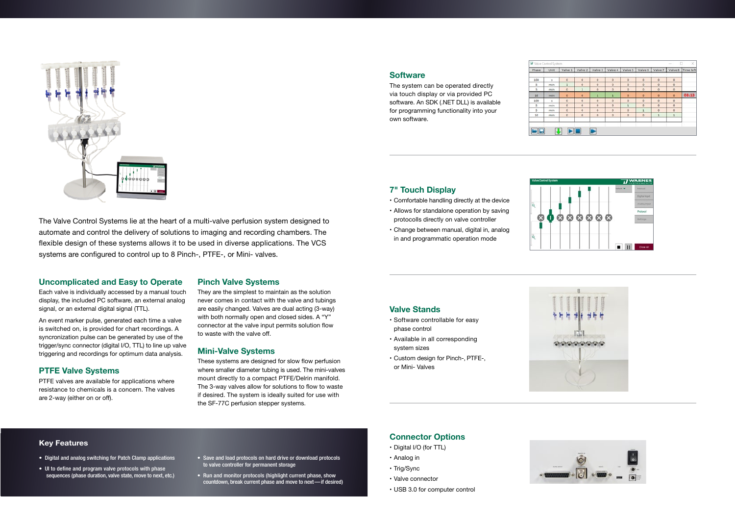The Valve Control Systems lie at the heart of a multi-valve perfusion system designed to automate and control the delivery of solutions to imaging and recording chambers. The flexible design of these systems allows it to be used in diverse applications. The VCS systems are configured to control up to 8 Pinch-, PTFE-, or Mini- valves.

## Uncomplicated and Easy to Operate

Each valve is individually accessed by a manual touch display, the included PC software, an external analog signal, or an external digital signal (TTL).

An event marker pulse, generated each time a valve is switched on, is provided for chart recordings. A syncronization pulse can be generated by use of the trigger/sync connector (digital I/O, TTL) to line up valve triggering and recordings for optimum data analysis.

## PTFE Valve Systems

PTFE valves are available for applications where resistance to chemicals is a concern. The valves are 2-way (either on or off).

## Pinch Valve Systems

They are the simplest to maintain as the solution never comes in contact with the valve and tubings are easily changed. Valves are dual acting (3-way) with both normally open and closed sides. A "Y" connector at the valve input permits solution flow to waste with the valve off.

## Mini-Valve Systems

These systems are designed for slow flow perfusion where smaller diameter tubing is used. The mini-valves mount directly to a compact PTFE/Delrin manifold. The 3-way valves allow for solutions to flow to waste if desired. The system is ideally suited for use with the SF-77C perfusion stepper systems.

### Key Features

- Digital and analog switching for Patch Clamp applications
- UI to define and program valve protocols with phase sequences (phase duration, valve state, move to next, etc.)
- Save and load protocols on hard drive or download protocols to valve controller for permanent storage
- Run and monitor protocols (highlight current phase, show countdown, break current phase and move to next—if desired)

## Software

The system can be operated directly via touch display or via provided PC software. An SDK (.NET DLL) is available for programming functionality into your own software.

## 7" Touch Display

- Comfortable handling directly at the device
- Allows for standalone operation by saving protocolls directly on valve controller
- Change between manual, digital in, analog in and programmatic operation mode

## Valve Stands

- Software controllable for easy phase control
- Available in all corresponding system sizes
- Custom design for Pinch-, PTFE-, or Mini- Valves

## Connector Options

- Digital I/O (for TTL)
- Analog in
- Trig/Sync
- Valve connector
- USB 3.0 for computer control